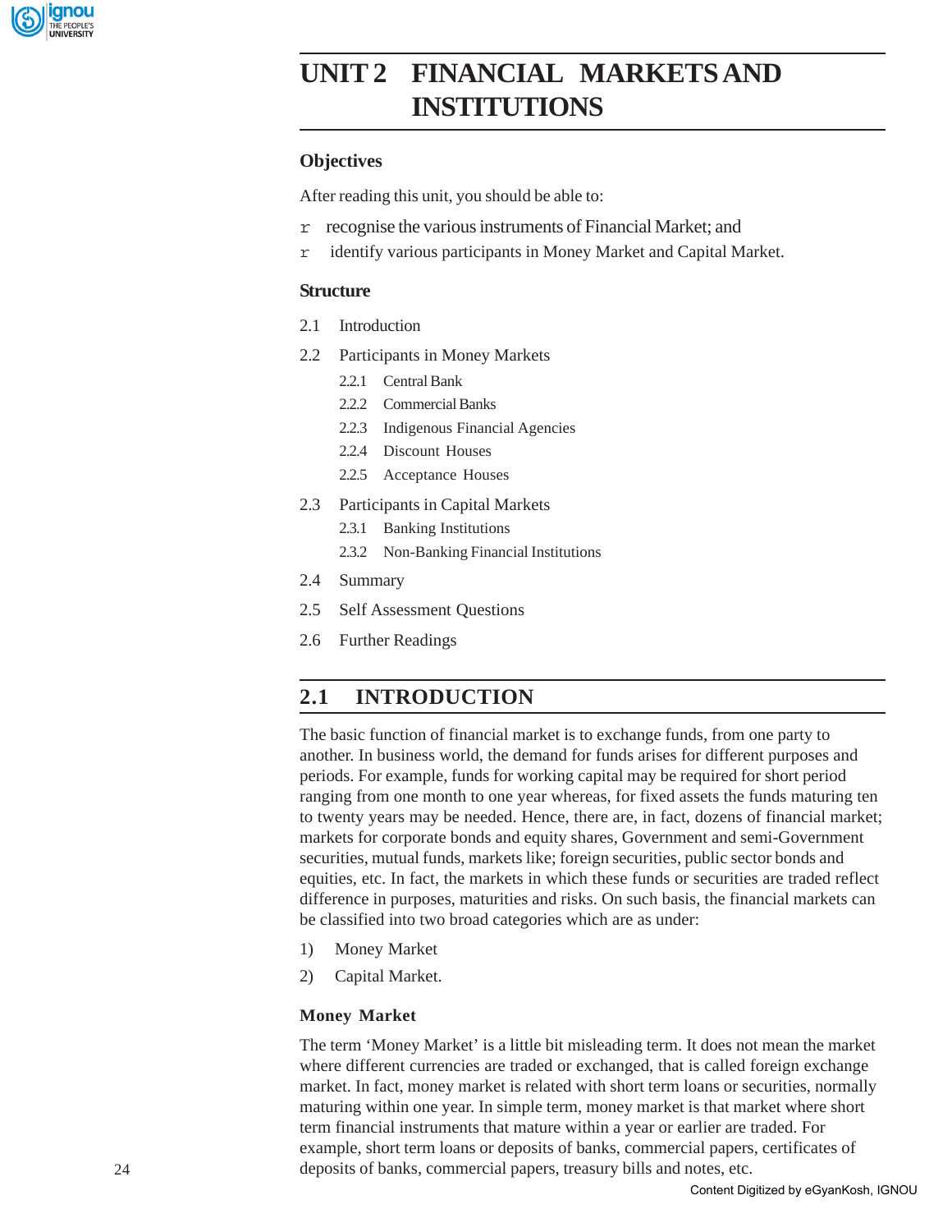# UNIT 2 FINANCIAL MARKETS AND INSTITUTIONS

### Objectives

After reading this unit, you should be able to:

- recognise the various instruments of Financial Market; and
- identify various participants in Money Market and Capital Market.

### Structure

2.1 Introduction

2.2 Participants in Money Markets

- 2.2.1 Central Bank
- 2.2.2 Commercial Banks
- 2.2.3 Indigenous Financial Agencies
- 2.2.4 Discount Houses
- 2.2.5 Acceptance Houses

2.3 Participants in Capital Markets

- 2.3.1 Banking Institutions
- 2.3.2 Non-Banking Financial Institutions

2.4 Summary

2.5 Self Assessment Questions

2.6 Further Readings

## 2.1 INTRODUCTION

The basic function of financial market is to exchange funds, from one party to another. In business world, the demand for funds arises for different purposes and periods. For example, funds for working capital may be required for short period ranging from one month to one year whereas, for fixed assets the funds maturing ten to twenty years may be needed. Hence, there are, in fact, dozens of financial market; markets for corporate bonds and equity shares, Government and semi-Government securities, mutual funds, markets like; foreign securities, public sector bonds and equities, etc. In fact, the markets in which these funds or securities are traded reflect difference in purposes, maturities and risks. On such basis, the financial markets can be classified into two broad categories which are as under:

1) Money Market
2) Capital Market.

### Money Market

The term 'Money Market' is a little bit misleading term. It does not mean the market where different currencies are traded or exchanged, that is called foreign exchange market. In fact, money market is related with short term loans or securities, normally maturing within one year. In simple term, money market is that market where short term financial instruments that mature within a year or earlier are traded. For example, short term loans or deposits of banks, commercial papers, certificates of deposits of banks, commercial papers, treasury bills and notes, etc.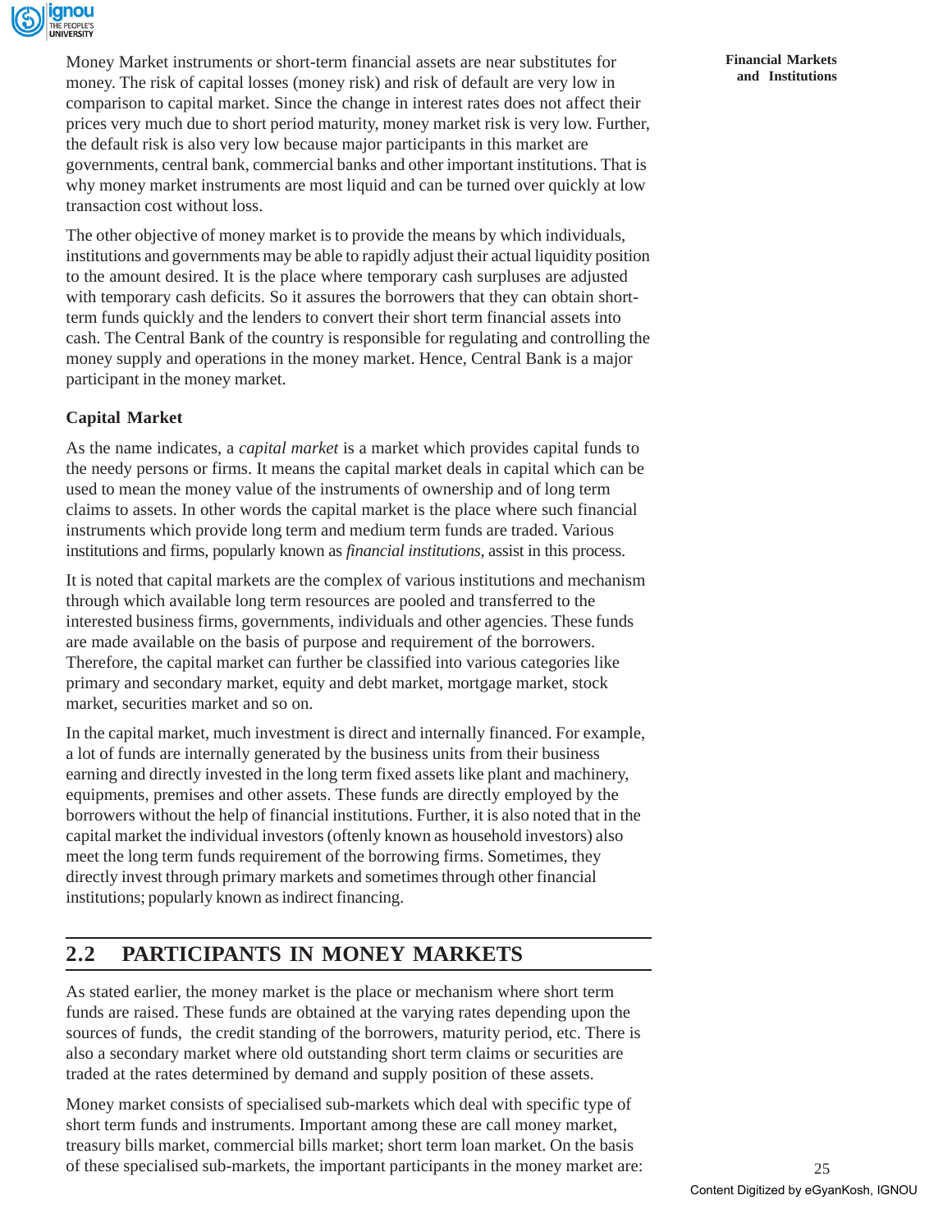Money Market instruments or short-term financial assets are near substitutes for money. The risk of capital losses (money risk) and risk of default are very low in comparison to capital market. Since the change in interest rates does not affect their prices very much due to short period maturity, money market risk is very low. Further, the default risk is also very low because major participants in this market are governments, central bank, commercial banks and other important institutions. That is why money market instruments are most liquid and can be turned over quickly at low transaction cost without loss.

The other objective of money market is to provide the means by which individuals, institutions and governments may be able to rapidly adjust their actual liquidity position to the amount desired. It is the place where temporary cash surpluses are adjusted with temporary cash deficits. So it assures the borrowers that they can obtain short-term funds quickly and the lenders to convert their short term financial assets into cash. The Central Bank of the country is responsible for regulating and controlling the money supply and operations in the money market. Hence, Central Bank is a major participant in the money market.

**Capital Market**

As the name indicates, a *capital market* is a market which provides capital funds to the needy persons or firms. It means the capital market deals in capital which can be used to mean the money value of the instruments of ownership and of long term claims to assets. In other words the capital market is the place where such financial instruments which provide long term and medium term funds are traded. Various institutions and firms, popularly known as *financial institutions,* assist in this process.

It is noted that capital markets are the complex of various institutions and mechanism through which available long term resources are pooled and transferred to the interested business firms, governments, individuals and other agencies. These funds are made available on the basis of purpose and requirement of the borrowers. Therefore, the capital market can further be classified into various categories like primary and secondary market, equity and debt market, mortgage market, stock market, securities market and so on.

In the capital market, much investment is direct and internally financed. For example, a lot of funds are internally generated by the business units from their business earning and directly invested in the long term fixed assets like plant and machinery, equipments, premises and other assets. These funds are directly employed by the borrowers without the help of financial institutions. Further, it is also noted that in the capital market the individual investors (oftenly known as household investors) also meet the long term funds requirement of the borrowing firms. Sometimes, they directly invest through primary markets and sometimes through other financial institutions; popularly known as indirect financing.

## 2.2 PARTICIPANTS IN MONEY MARKETS

As stated earlier, the money market is the place or mechanism where short term funds are raised. These funds are obtained at the varying rates depending upon the sources of funds, the credit standing of the borrowers, maturity period, etc. There is also a secondary market where old outstanding short term claims or securities are traded at the rates determined by demand and supply position of these assets.

Money market consists of specialised sub-markets which deal with specific type of short term funds and instruments. Important among these are call money market, treasury bills market, commercial bills market; short term loan market. On the basis of these specialised sub-markets, the important participants in the money market are: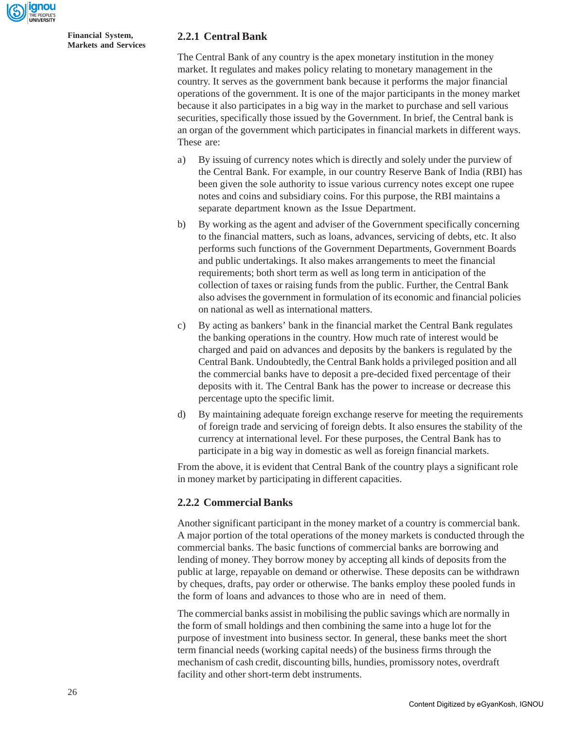### 2.2.1 Central Bank

The Central Bank of any country is the apex monetary institution in the money market. It regulates and makes policy relating to monetary management in the country. It serves as the government bank because it performs the major financial operations of the government. It is one of the major participants in the money market because it also participates in a big way in the market to purchase and sell various securities, specifically those issued by the Government. In brief, the Central bank is an organ of the government which participates in financial markets in different ways. These are:

a) By issuing of currency notes which is directly and solely under the purview of the Central Bank. For example, in our country Reserve Bank of India (RBI) has been given the sole authority to issue various currency notes except one rupee notes and coins and subsidiary coins. For this purpose, the RBI maintains a separate department known as the Issue Department.

b) By working as the agent and adviser of the Government specifically concerning to the financial matters, such as loans, advances, servicing of debts, etc. It also performs such functions of the Government Departments, Government Boards and public undertakings. It also makes arrangements to meet the financial requirements; both short term as well as long term in anticipation of the collection of taxes or raising funds from the public. Further, the Central Bank also advises the government in formulation of its economic and financial policies on national as well as international matters.

c) By acting as bankers' bank in the financial market the Central Bank regulates the banking operations in the country. How much rate of interest would be charged and paid on advances and deposits by the bankers is regulated by the Central Bank. Undoubtedly, the Central Bank holds a privileged position and all the commercial banks have to deposit a pre-decided fixed percentage of their deposits with it. The Central Bank has the power to increase or decrease this percentage upto the specific limit.

d) By maintaining adequate foreign exchange reserve for meeting the requirements of foreign trade and servicing of foreign debts. It also ensures the stability of the currency at international level. For these purposes, the Central Bank has to participate in a big way in domestic as well as foreign financial markets.

From the above, it is evident that Central Bank of the country plays a significant role in money market by participating in different capacities.

### 2.2.2 Commercial Banks

Another significant participant in the money market of a country is commercial bank. A major portion of the total operations of the money markets is conducted through the commercial banks. The basic functions of commercial banks are borrowing and lending of money. They borrow money by accepting all kinds of deposits from the public at large, repayable on demand or otherwise. These deposits can be withdrawn by cheques, drafts, pay order or otherwise. The banks employ these pooled funds in the form of loans and advances to those who are in need of them.

The commercial banks assist in mobilising the public savings which are normally in the form of small holdings and then combining the same into a huge lot for the purpose of investment into business sector. In general, these banks meet the short term financial needs (working capital needs) of the business firms through the mechanism of cash credit, discounting bills, hundies, promissory notes, overdraft facility and other short-term debt instruments.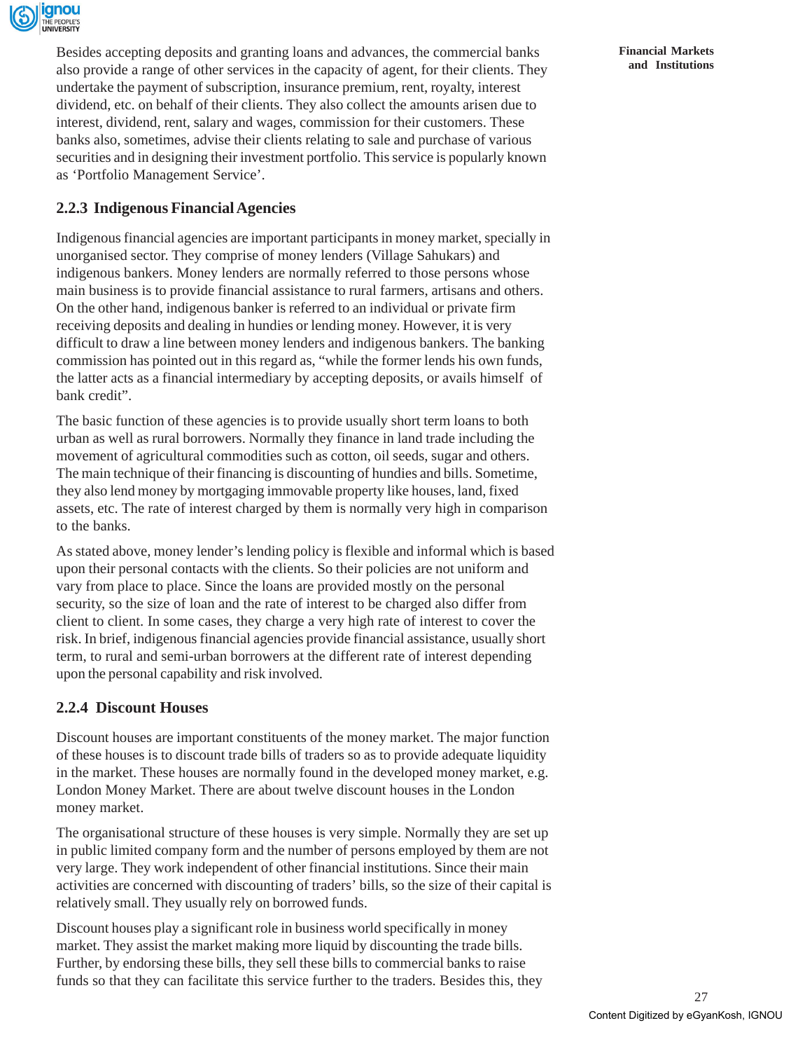Besides accepting deposits and granting loans and advances, the commercial banks also provide a range of other services in the capacity of agent, for their clients. They undertake the payment of subscription, insurance premium, rent, royalty, interest dividend, etc. on behalf of their clients. They also collect the amounts arisen due to interest, dividend, rent, salary and wages, commission for their customers. These banks also, sometimes, advise their clients relating to sale and purchase of various securities and in designing their investment portfolio. This service is popularly known as 'Portfolio Management Service'.

### 2.2.3 Indigenous Financial Agencies

Indigenous financial agencies are important participants in money market, specially in unorganised sector. They comprise of money lenders (Village Sahukars) and indigenous bankers. Money lenders are normally referred to those persons whose main business is to provide financial assistance to rural farmers, artisans and others. On the other hand, indigenous banker is referred to an individual or private firm receiving deposits and dealing in hundies or lending money. However, it is very difficult to draw a line between money lenders and indigenous bankers. The banking commission has pointed out in this regard as, "while the former lends his own funds, the latter acts as a financial intermediary by accepting deposits, or avails himself of bank credit".

The basic function of these agencies is to provide usually short term loans to both urban as well as rural borrowers. Normally they finance in land trade including the movement of agricultural commodities such as cotton, oil seeds, sugar and others. The main technique of their financing is discounting of hundies and bills. Sometime, they also lend money by mortgaging immovable property like houses, land, fixed assets, etc. The rate of interest charged by them is normally very high in comparison to the banks.

As stated above, money lender's lending policy is flexible and informal which is based upon their personal contacts with the clients. So their policies are not uniform and vary from place to place. Since the loans are provided mostly on the personal security, so the size of loan and the rate of interest to be charged also differ from client to client. In some cases, they charge a very high rate of interest to cover the risk. In brief, indigenous financial agencies provide financial assistance, usually short term, to rural and semi-urban borrowers at the different rate of interest depending upon the personal capability and risk involved.

### 2.2.4 Discount Houses

Discount houses are important constituents of the money market. The major function of these houses is to discount trade bills of traders so as to provide adequate liquidity in the market. These houses are normally found in the developed money market, e.g. London Money Market. There are about twelve discount houses in the London money market.

The organisational structure of these houses is very simple. Normally they are set up in public limited company form and the number of persons employed by them are not very large. They work independent of other financial institutions. Since their main activities are concerned with discounting of traders' bills, so the size of their capital is relatively small. They usually rely on borrowed funds.

Discount houses play a significant role in business world specifically in money market. They assist the market making more liquid by discounting the trade bills. Further, by endorsing these bills, they sell these bills to commercial banks to raise funds so that they can facilitate this service further to the traders. Besides this, they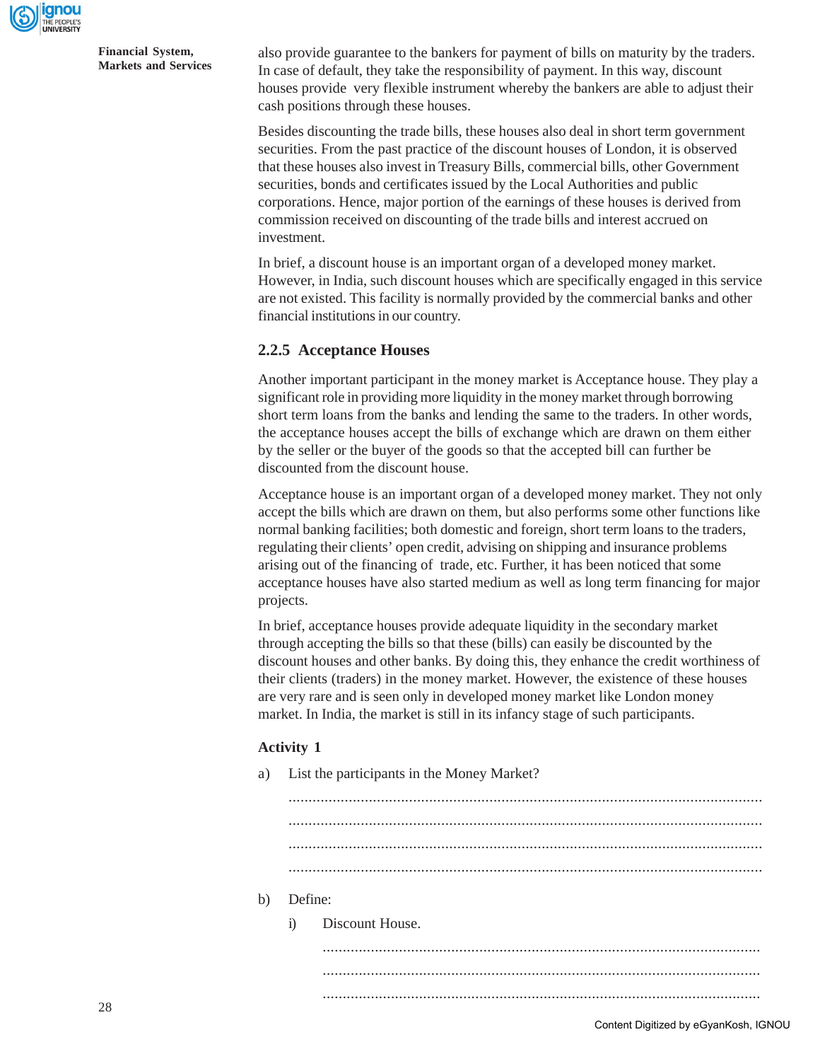also provide guarantee to the bankers for payment of bills on maturity by the traders. In case of default, they take the responsibility of payment. In this way, discount houses provide very flexible instrument whereby the bankers are able to adjust their cash positions through these houses.

Besides discounting the trade bills, these houses also deal in short term government securities. From the past practice of the discount houses of London, it is observed that these houses also invest in Treasury Bills, commercial bills, other Government securities, bonds and certificates issued by the Local Authorities and public corporations. Hence, major portion of the earnings of these houses is derived from commission received on discounting of the trade bills and interest accrued on investment.

In brief, a discount house is an important organ of a developed money market. However, in India, such discount houses which are specifically engaged in this service are not existed. This facility is normally provided by the commercial banks and other financial institutions in our country.

### 2.2.5 Acceptance Houses

Another important participant in the money market is Acceptance house. They play a significant role in providing more liquidity in the money market through borrowing short term loans from the banks and lending the same to the traders. In other words, the acceptance houses accept the bills of exchange which are drawn on them either by the seller or the buyer of the goods so that the accepted bill can further be discounted from the discount house.

Acceptance house is an important organ of a developed money market. They not only accept the bills which are drawn on them, but also performs some other functions like normal banking facilities; both domestic and foreign, short term loans to the traders, regulating their clients' open credit, advising on shipping and insurance problems arising out of the financing of trade, etc. Further, it has been noticed that some acceptance houses have also started medium as well as long term financing for major projects.

In brief, acceptance houses provide adequate liquidity in the secondary market through accepting the bills so that these (bills) can easily be discounted by the discount houses and other banks. By doing this, they enhance the credit worthiness of their clients (traders) in the money market. However, the existence of these houses are very rare and is seen only in developed money market like London money market. In India, the market is still in its infancy stage of such participants.

**Activity 1**

a) List the participants in the Money Market?

.....................................................................................................................

.....................................................................................................................

.....................................................................................................................

.....................................................................................................................

b) Define:

i) Discount House.

.............................................................................................................

.............................................................................................................

.............................................................................................................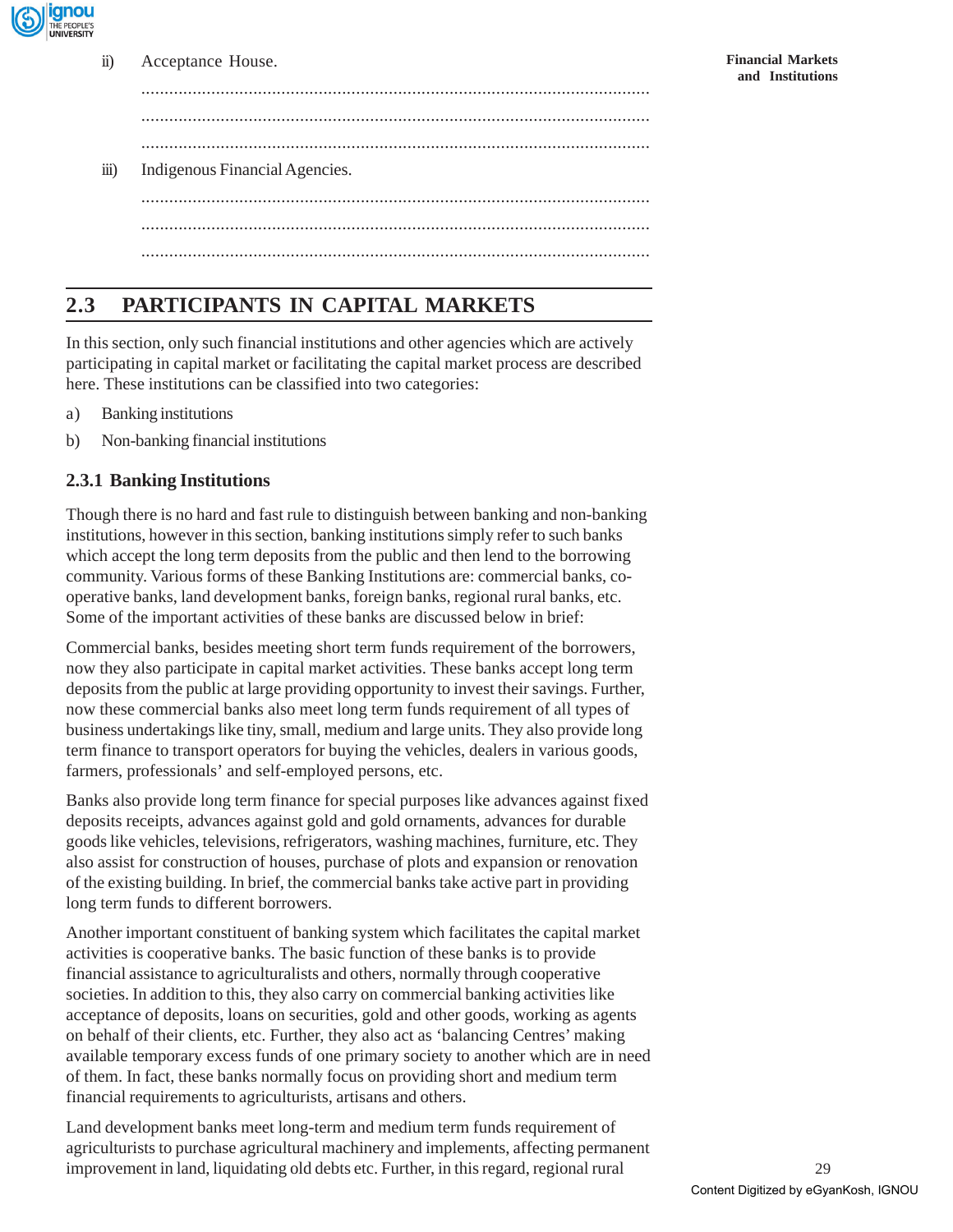ii) Acceptance House.

..............................................................................................................

..............................................................................................................

..............................................................................................................

iii) Indigenous Financial Agencies.

..............................................................................................................

..............................................................................................................

..............................................................................................................

## 2.3 PARTICIPANTS IN CAPITAL MARKETS

In this section, only such financial institutions and other agencies which are actively participating in capital market or facilitating the capital market process are described here. These institutions can be classified into two categories:

a) Banking institutions

b) Non-banking financial institutions

### 2.3.1 Banking Institutions

Though there is no hard and fast rule to distinguish between banking and non-banking institutions, however in this section, banking institutions simply refer to such banks which accept the long term deposits from the public and then lend to the borrowing community. Various forms of these Banking Institutions are: commercial banks, co-operative banks, land development banks, foreign banks, regional rural banks, etc. Some of the important activities of these banks are discussed below in brief:

Commercial banks, besides meeting short term funds requirement of the borrowers, now they also participate in capital market activities. These banks accept long term deposits from the public at large providing opportunity to invest their savings. Further, now these commercial banks also meet long term funds requirement of all types of business undertakings like tiny, small, medium and large units. They also provide long term finance to transport operators for buying the vehicles, dealers in various goods, farmers, professionals' and self-employed persons, etc.

Banks also provide long term finance for special purposes like advances against fixed deposits receipts, advances against gold and gold ornaments, advances for durable goods like vehicles, televisions, refrigerators, washing machines, furniture, etc. They also assist for construction of houses, purchase of plots and expansion or renovation of the existing building. In brief, the commercial banks take active part in providing long term funds to different borrowers.

Another important constituent of banking system which facilitates the capital market activities is cooperative banks. The basic function of these banks is to provide financial assistance to agriculturalists and others, normally through cooperative societies. In addition to this, they also carry on commercial banking activities like acceptance of deposits, loans on securities, gold and other goods, working as agents on behalf of their clients, etc. Further, they also act as 'balancing Centres' making available temporary excess funds of one primary society to another which are in need of them. In fact, these banks normally focus on providing short and medium term financial requirements to agriculturists, artisans and others.

Land development banks meet long-term and medium term funds requirement of agriculturists to purchase agricultural machinery and implements, affecting permanent improvement in land, liquidating old debts etc. Further, in this regard, regional rural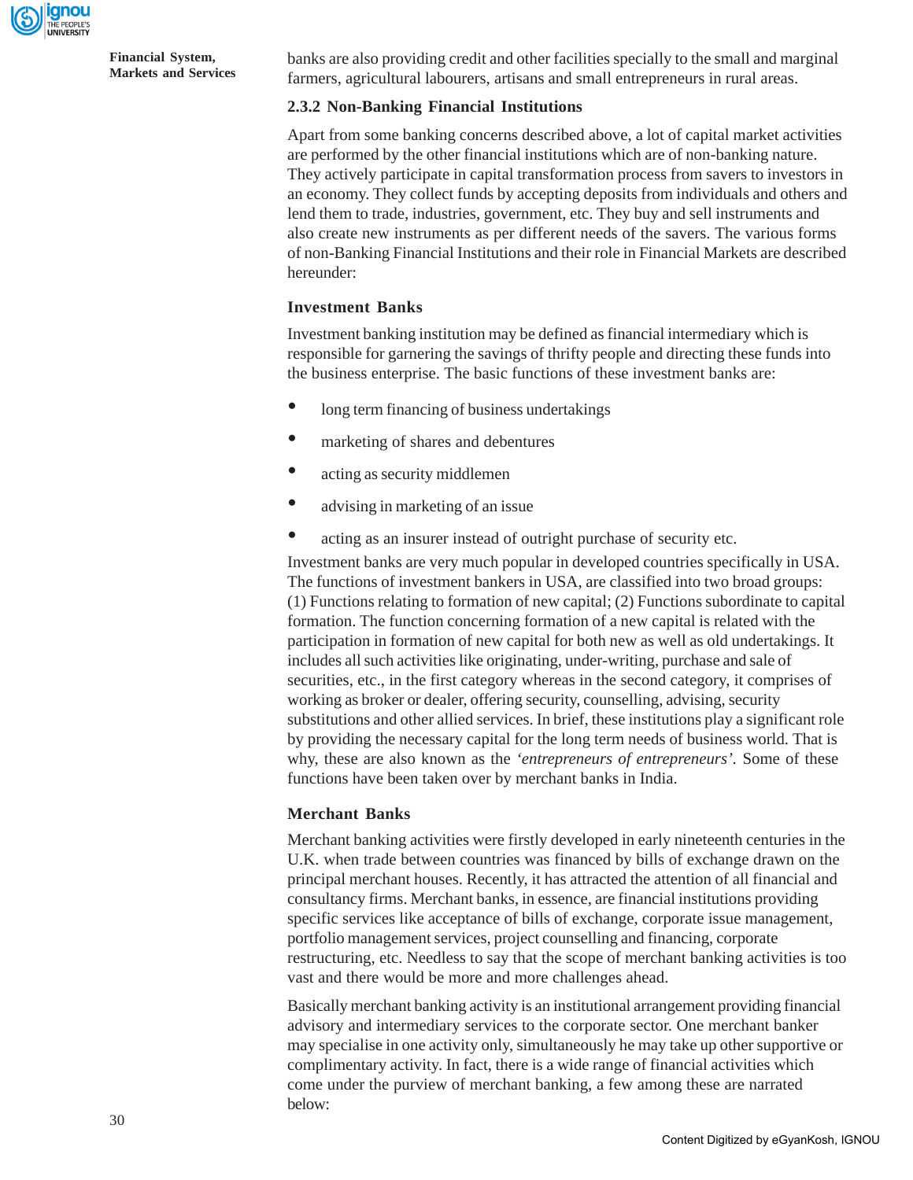banks are also providing credit and other facilities specially to the small and marginal farmers, agricultural labourers, artisans and small entrepreneurs in rural areas.

### 2.3.2 Non-Banking Financial Institutions

Apart from some banking concerns described above, a lot of capital market activities are performed by the other financial institutions which are of non-banking nature. They actively participate in capital transformation process from savers to investors in an economy. They collect funds by accepting deposits from individuals and others and lend them to trade, industries, government, etc. They buy and sell instruments and also create new instruments as per different needs of the savers. The various forms of non-Banking Financial Institutions and their role in Financial Markets are described hereunder:

#### Investment Banks

Investment banking institution may be defined as financial intermediary which is responsible for garnering the savings of thrifty people and directing these funds into the business enterprise. The basic functions of these investment banks are:

- long term financing of business undertakings
- marketing of shares and debentures
- acting as security middlemen
- advising in marketing of an issue
- acting as an insurer instead of outright purchase of security etc.

Investment banks are very much popular in developed countries specifically in USA. The functions of investment bankers in USA, are classified into two broad groups: (1) Functions relating to formation of new capital; (2) Functions subordinate to capital formation. The function concerning formation of a new capital is related with the participation in formation of new capital for both new as well as old undertakings. It includes all such activities like originating, under-writing, purchase and sale of securities, etc., in the first category whereas in the second category, it comprises of working as broker or dealer, offering security, counselling, advising, security substitutions and other allied services. In brief, these institutions play a significant role by providing the necessary capital for the long term needs of business world. That is why, these are also known as the *'entrepreneurs of entrepreneurs'*. Some of these functions have been taken over by merchant banks in India.

#### Merchant Banks

Merchant banking activities were firstly developed in early nineteenth centuries in the U.K. when trade between countries was financed by bills of exchange drawn on the principal merchant houses. Recently, it has attracted the attention of all financial and consultancy firms. Merchant banks, in essence, are financial institutions providing specific services like acceptance of bills of exchange, corporate issue management, portfolio management services, project counselling and financing, corporate restructuring, etc. Needless to say that the scope of merchant banking activities is too vast and there would be more and more challenges ahead.

Basically merchant banking activity is an institutional arrangement providing financial advisory and intermediary services to the corporate sector. One merchant banker may specialise in one activity only, simultaneously he may take up other supportive or complimentary activity. In fact, there is a wide range of financial activities which come under the purview of merchant banking, a few among these are narrated below: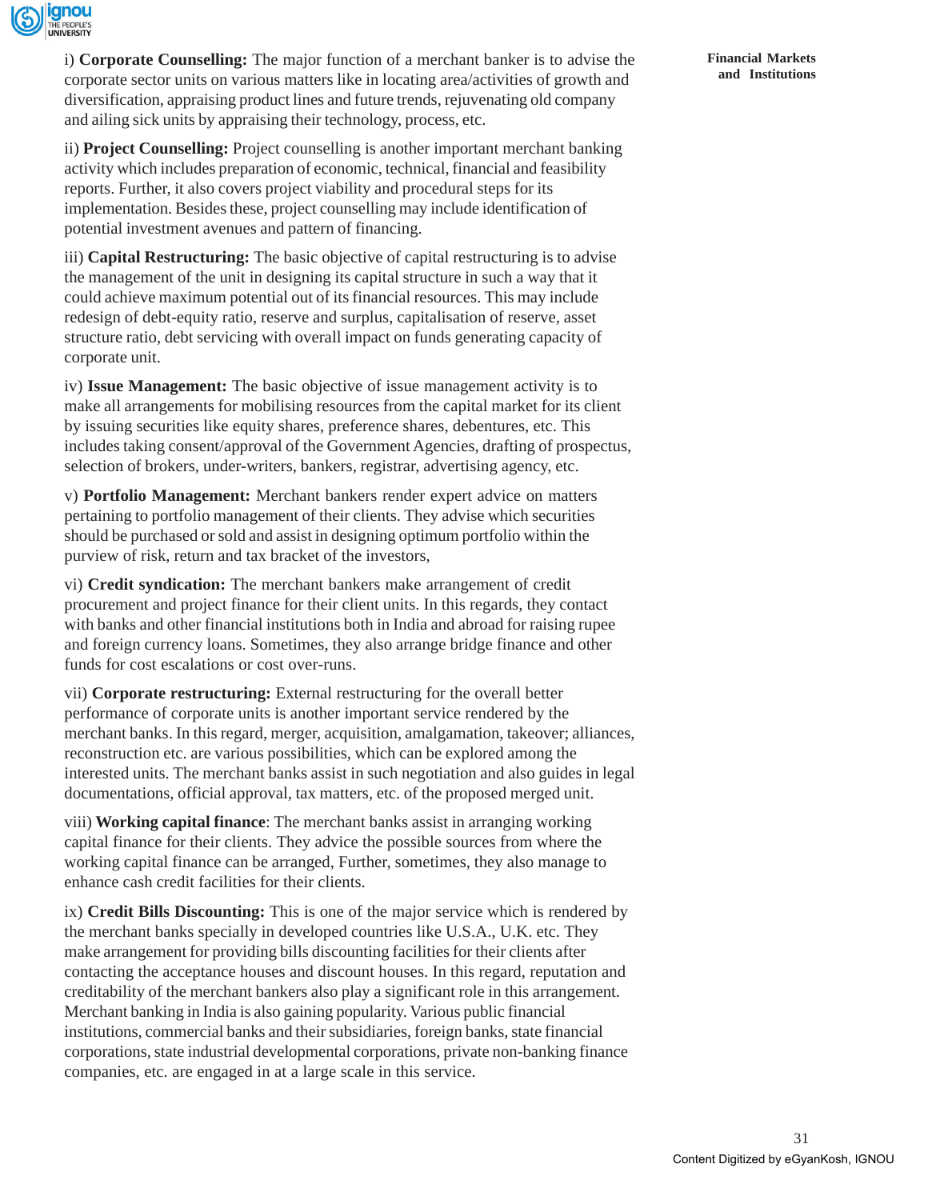i) **Corporate Counselling:** The major function of a merchant banker is to advise the corporate sector units on various matters like in locating area/activities of growth and diversification, appraising product lines and future trends, rejuvenating old company and ailing sick units by appraising their technology, process, etc.

ii) **Project Counselling:** Project counselling is another important merchant banking activity which includes preparation of economic, technical, financial and feasibility reports. Further, it also covers project viability and procedural steps for its implementation. Besides these, project counselling may include identification of potential investment avenues and pattern of financing.

iii) **Capital Restructuring:** The basic objective of capital restructuring is to advise the management of the unit in designing its capital structure in such a way that it could achieve maximum potential out of its financial resources. This may include redesign of debt-equity ratio, reserve and surplus, capitalisation of reserve, asset structure ratio, debt servicing with overall impact on funds generating capacity of corporate unit.

iv) **Issue Management:** The basic objective of issue management activity is to make all arrangements for mobilising resources from the capital market for its client by issuing securities like equity shares, preference shares, debentures, etc. This includes taking consent/approval of the Government Agencies, drafting of prospectus, selection of brokers, under-writers, bankers, registrar, advertising agency, etc.

v) **Portfolio Management:** Merchant bankers render expert advice on matters pertaining to portfolio management of their clients. They advise which securities should be purchased or sold and assist in designing optimum portfolio within the purview of risk, return and tax bracket of the investors,

vi) **Credit syndication:** The merchant bankers make arrangement of credit procurement and project finance for their client units. In this regards, they contact with banks and other financial institutions both in India and abroad for raising rupee and foreign currency loans. Sometimes, they also arrange bridge finance and other funds for cost escalations or cost over-runs.

vii) **Corporate restructuring:** External restructuring for the overall better performance of corporate units is another important service rendered by the merchant banks. In this regard, merger, acquisition, amalgamation, takeover; alliances, reconstruction etc. are various possibilities, which can be explored among the interested units. The merchant banks assist in such negotiation and also guides in legal documentations, official approval, tax matters, etc. of the proposed merged unit.

viii) **Working capital finance**: The merchant banks assist in arranging working capital finance for their clients. They advice the possible sources from where the working capital finance can be arranged, Further, sometimes, they also manage to enhance cash credit facilities for their clients.

ix) **Credit Bills Discounting:** This is one of the major service which is rendered by the merchant banks specially in developed countries like U.S.A., U.K. etc. They make arrangement for providing bills discounting facilities for their clients after contacting the acceptance houses and discount houses. In this regard, reputation and creditability of the merchant bankers also play a significant role in this arrangement. Merchant banking in India is also gaining popularity. Various public financial institutions, commercial banks and their subsidiaries, foreign banks, state financial corporations, state industrial developmental corporations, private non-banking finance companies, etc. are engaged in at a large scale in this service.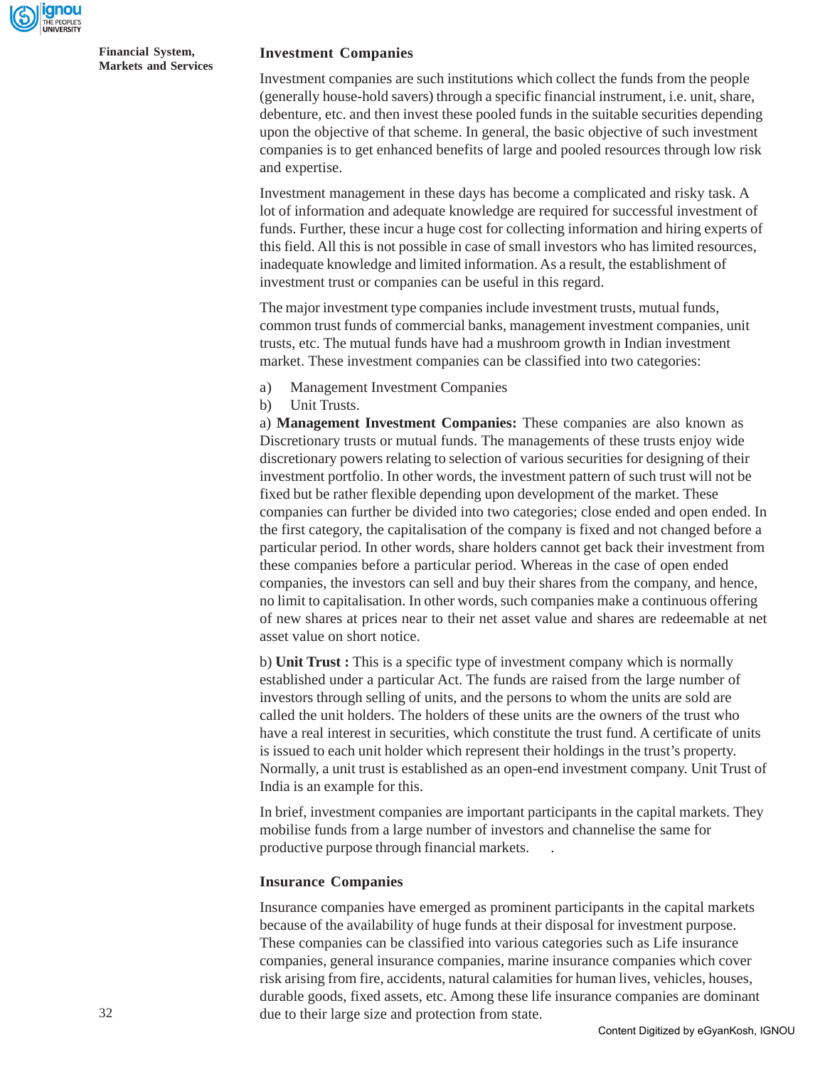### Investment Companies

Investment companies are such institutions which collect the funds from the people (generally house-hold savers) through a specific financial instrument, i.e. unit, share, debenture, etc. and then invest these pooled funds in the suitable securities depending upon the objective of that scheme. In general, the basic objective of such investment companies is to get enhanced benefits of large and pooled resources through low risk and expertise.

Investment management in these days has become a complicated and risky task. A lot of information and adequate knowledge are required for successful investment of funds. Further, these incur a huge cost for collecting information and hiring experts of this field. All this is not possible in case of small investors who has limited resources, inadequate knowledge and limited information. As a result, the establishment of investment trust or companies can be useful in this regard.

The major investment type companies include investment trusts, mutual funds, common trust funds of commercial banks, management investment companies, unit trusts, etc. The mutual funds have had a mushroom growth in Indian investment market. These investment companies can be classified into two categories:

a) Management Investment Companies
b) Unit Trusts.

a) **Management Investment Companies:** These companies are also known as Discretionary trusts or mutual funds. The managements of these trusts enjoy wide discretionary powers relating to selection of various securities for designing of their investment portfolio. In other words, the investment pattern of such trust will not be fixed but be rather flexible depending upon development of the market. These companies can further be divided into two categories; close ended and open ended. In the first category, the capitalisation of the company is fixed and not changed before a particular period. In other words, share holders cannot get back their investment from these companies before a particular period. Whereas in the case of open ended companies, the investors can sell and buy their shares from the company, and hence, no limit to capitalisation. In other words, such companies make a continuous offering of new shares at prices near to their net asset value and shares are redeemable at net asset value on short notice.

b) **Unit Trust :** This is a specific type of investment company which is normally established under a particular Act. The funds are raised from the large number of investors through selling of units, and the persons to whom the units are sold are called the unit holders. The holders of these units are the owners of the trust who have a real interest in securities, which constitute the trust fund. A certificate of units is issued to each unit holder which represent their holdings in the trust's property. Normally, a unit trust is established as an open-end investment company. Unit Trust of India is an example for this.

In brief, investment companies are important participants in the capital markets. They mobilise funds from a large number of investors and channelise the same for productive purpose through financial markets.

### Insurance Companies

Insurance companies have emerged as prominent participants in the capital markets because of the availability of huge funds at their disposal for investment purpose. These companies can be classified into various categories such as Life insurance companies, general insurance companies, marine insurance companies which cover risk arising from fire, accidents, natural calamities for human lives, vehicles, houses, durable goods, fixed assets, etc. Among these life insurance companies are dominant due to their large size and protection from state.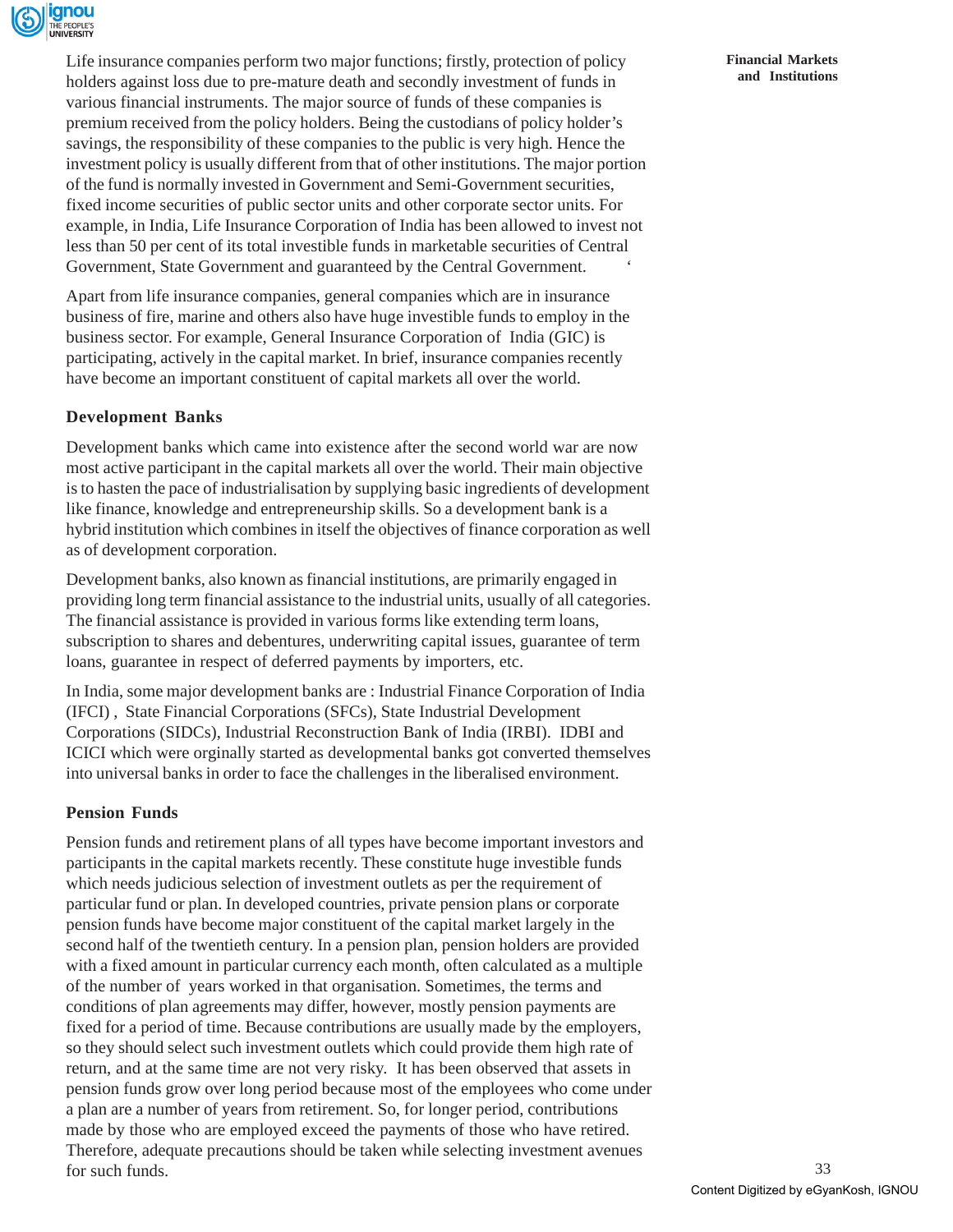Life insurance companies perform two major functions; firstly, protection of policy holders against loss due to pre-mature death and secondly investment of funds in various financial instruments. The major source of funds of these companies is premium received from the policy holders. Being the custodians of policy holder's savings, the responsibility of these companies to the public is very high. Hence the investment policy is usually different from that of other institutions. The major portion of the fund is normally invested in Government and Semi-Government securities, fixed income securities of public sector units and other corporate sector units. For example, in India, Life Insurance Corporation of India has been allowed to invest not less than 50 per cent of its total investible funds in marketable securities of Central Government, State Government and guaranteed by the Central Government.

Apart from life insurance companies, general companies which are in insurance business of fire, marine and others also have huge investible funds to employ in the business sector. For example, General Insurance Corporation of India (GIC) is participating, actively in the capital market. In brief, insurance companies recently have become an important constituent of capital markets all over the world.

### Development Banks

Development banks which came into existence after the second world war are now most active participant in the capital markets all over the world. Their main objective is to hasten the pace of industrialisation by supplying basic ingredients of development like finance, knowledge and entrepreneurship skills. So a development bank is a hybrid institution which combines in itself the objectives of finance corporation as well as of development corporation.

Development banks, also known as financial institutions, are primarily engaged in providing long term financial assistance to the industrial units, usually of all categories. The financial assistance is provided in various forms like extending term loans, subscription to shares and debentures, underwriting capital issues, guarantee of term loans, guarantee in respect of deferred payments by importers, etc.

In India, some major development banks are : Industrial Finance Corporation of India (IFCI) , State Financial Corporations (SFCs), State Industrial Development Corporations (SIDCs), Industrial Reconstruction Bank of India (IRBI). IDBI and ICICI which were orginally started as developmental banks got converted themselves into universal banks in order to face the challenges in the liberalised environment.

### Pension Funds

Pension funds and retirement plans of all types have become important investors and participants in the capital markets recently. These constitute huge investible funds which needs judicious selection of investment outlets as per the requirement of particular fund or plan. In developed countries, private pension plans or corporate pension funds have become major constituent of the capital market largely in the second half of the twentieth century. In a pension plan, pension holders are provided with a fixed amount in particular currency each month, often calculated as a multiple of the number of years worked in that organisation. Sometimes, the terms and conditions of plan agreements may differ, however, mostly pension payments are fixed for a period of time. Because contributions are usually made by the employers, so they should select such investment outlets which could provide them high rate of return, and at the same time are not very risky. It has been observed that assets in pension funds grow over long period because most of the employees who come under a plan are a number of years from retirement. So, for longer period, contributions made by those who are employed exceed the payments of those who have retired. Therefore, adequate precautions should be taken while selecting investment avenues for such funds.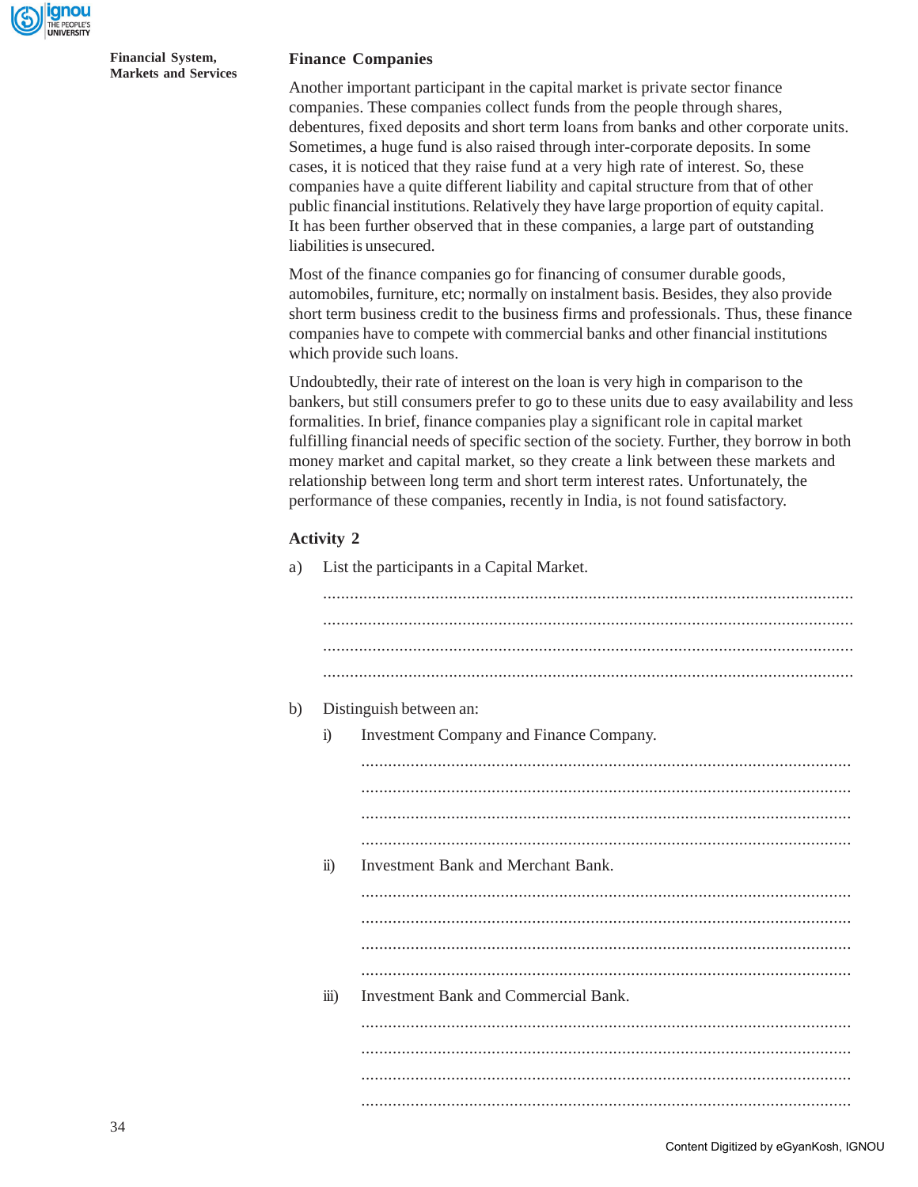## Finance Companies

Another important participant in the capital market is private sector finance companies. These companies collect funds from the people through shares, debentures, fixed deposits and short term loans from banks and other corporate units. Sometimes, a huge fund is also raised through inter-corporate deposits. In some cases, it is noticed that they raise fund at a very high rate of interest. So, these companies have a quite different liability and capital structure from that of other public financial institutions. Relatively they have large proportion of equity capital. It has been further observed that in these companies, a large part of outstanding liabilities is unsecured.

Most of the finance companies go for financing of consumer durable goods, automobiles, furniture, etc; normally on instalment basis. Besides, they also provide short term business credit to the business firms and professionals. Thus, these finance companies have to compete with commercial banks and other financial institutions which provide such loans.

Undoubtedly, their rate of interest on the loan is very high in comparison to the bankers, but still consumers prefer to go to these units due to easy availability and less formalities. In brief, finance companies play a significant role in capital market fulfilling financial needs of specific section of the society. Further, they borrow in both money market and capital market, so they create a link between these markets and relationship between long term and short term interest rates. Unfortunately, the performance of these companies, recently in India, is not found satisfactory.

### Activity 2

a) List the participants in a Capital Market.

..........................................................................................................................
..........................................................................................................................
..........................................................................................................................
..........................................................................................................................

b) Distinguish between an:

i) Investment Company and Finance Company.

..........................................................................................................................
..........................................................................................................................
..........................................................................................................................
..........................................................................................................................

ii) Investment Bank and Merchant Bank.

..........................................................................................................................
..........................................................................................................................
..........................................................................................................................
..........................................................................................................................

iii) Investment Bank and Commercial Bank.

..........................................................................................................................
..........................................................................................................................
..........................................................................................................................
..........................................................................................................................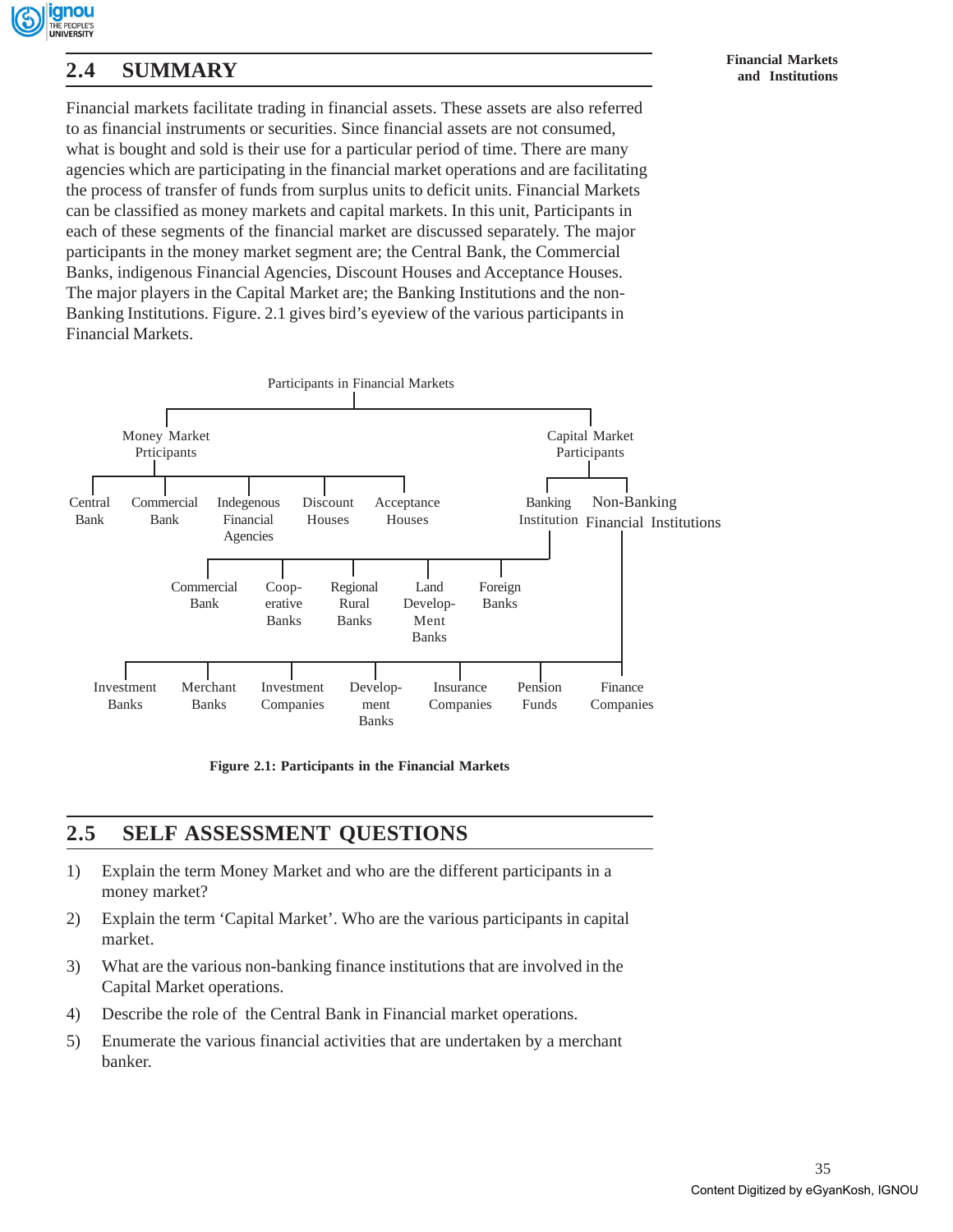## 2.4 SUMMARY

Financial markets facilitate trading in financial assets. These assets are also referred to as financial instruments or securities. Since financial assets are not consumed, what is bought and sold is their use for a particular period of time. There are many agencies which are participating in the financial market operations and are facilitating the process of transfer of funds from surplus units to deficit units. Financial Markets can be classified as money markets and capital markets. In this unit, Participants in each of these segments of the financial market are discussed separately. The major participants in the money market segment are; the Central Bank, the Commercial Banks, indigenous Financial Agencies, Discount Houses and Acceptance Houses. The major players in the Capital Market are; the Banking Institutions and the non-Banking Institutions. Figure. 2.1 gives bird's eyeview of the various participants in Financial Markets.

- Participants in Financial Markets
  - Money Market Prticipants
    - Central Bank
    - Commercial Bank
    - Indegenous Financial Agencies
    - Discount Houses
    - Acceptance Houses
  - Capital Market Participants
    - Banking Institution
      - Commercial Bank
      - Coop-erative Banks
      - Regional Rural Banks
      - Land Develop-Ment Banks
      - Foreign Banks
    - Non-Banking Financial Institutions
      - Investment Banks
      - Merchant Banks
      - Investment Companies
      - Develop-ment Banks
      - Insurance Companies
      - Pension Funds
      - Finance Companies

**Figure 2.1: Participants in the Financial Markets**

## 2.5 SELF ASSESSMENT QUESTIONS

1) Explain the term Money Market and who are the different participants in a money market?
2) Explain the term 'Capital Market'. Who are the various participants in capital market.
3) What are the various non-banking finance institutions that are involved in the Capital Market operations.
4) Describe the role of the Central Bank in Financial market operations.
5) Enumerate the various financial activities that are undertaken by a merchant banker.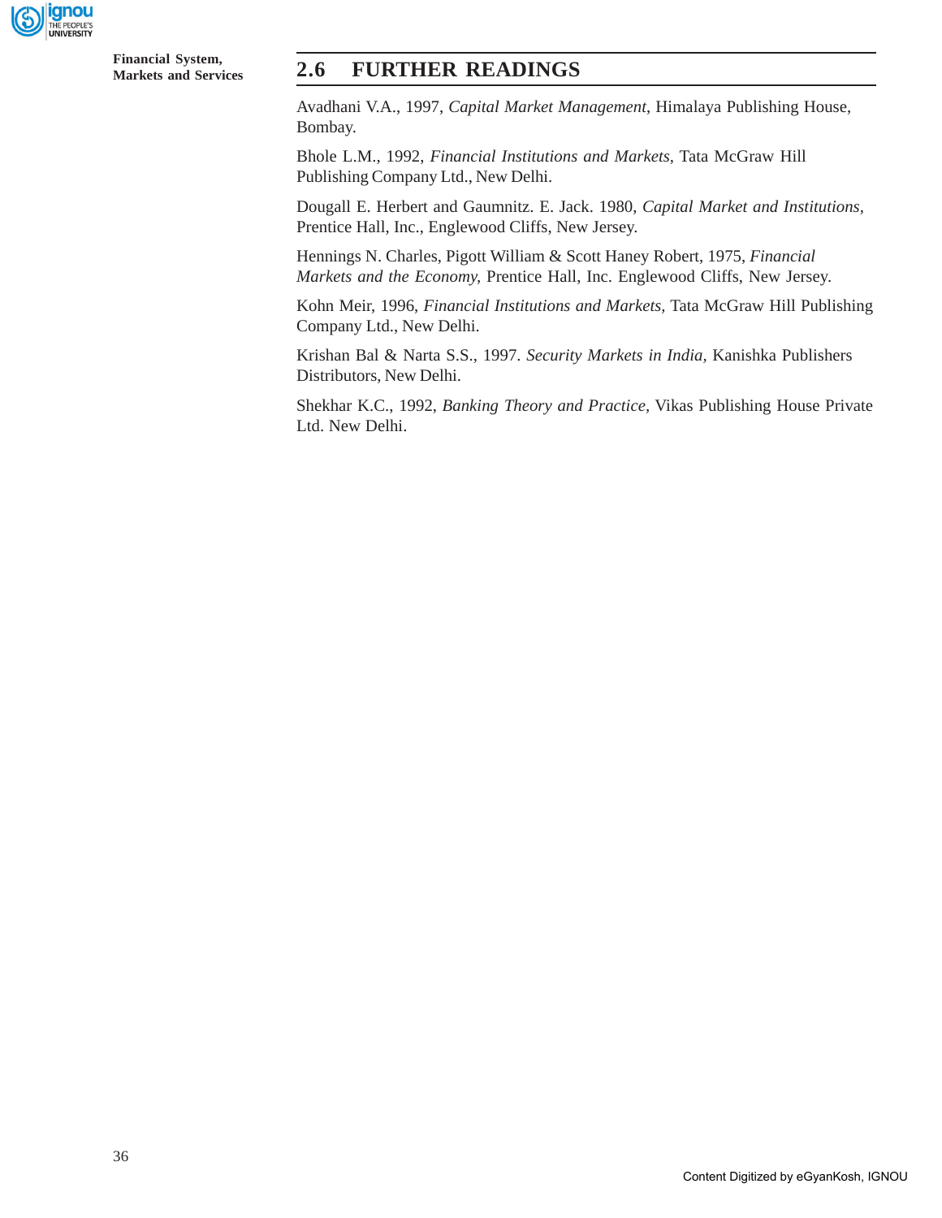## 2.6 FURTHER READINGS

Avadhani V.A., 1997, *Capital Market Management*, Himalaya Publishing House, Bombay.

Bhole L.M., 1992, *Financial Institutions and Markets*, Tata McGraw Hill Publishing Company Ltd., New Delhi.

Dougall E. Herbert and Gaumnitz. E. Jack. 1980, *Capital Market and Institutions*, Prentice Hall, Inc., Englewood Cliffs, New Jersey.

Hennings N. Charles, Pigott William & Scott Haney Robert, 1975, *Financial Markets and the Economy,* Prentice Hall, Inc. Englewood Cliffs, New Jersey.

Kohn Meir, 1996, *Financial Institutions and Markets,* Tata McGraw Hill Publishing Company Ltd., New Delhi.

Krishan Bal & Narta S.S., 1997. *Security Markets in India*, Kanishka Publishers Distributors, New Delhi.

Shekhar K.C., 1992, *Banking Theory and Practice*, Vikas Publishing House Private Ltd. New Delhi.